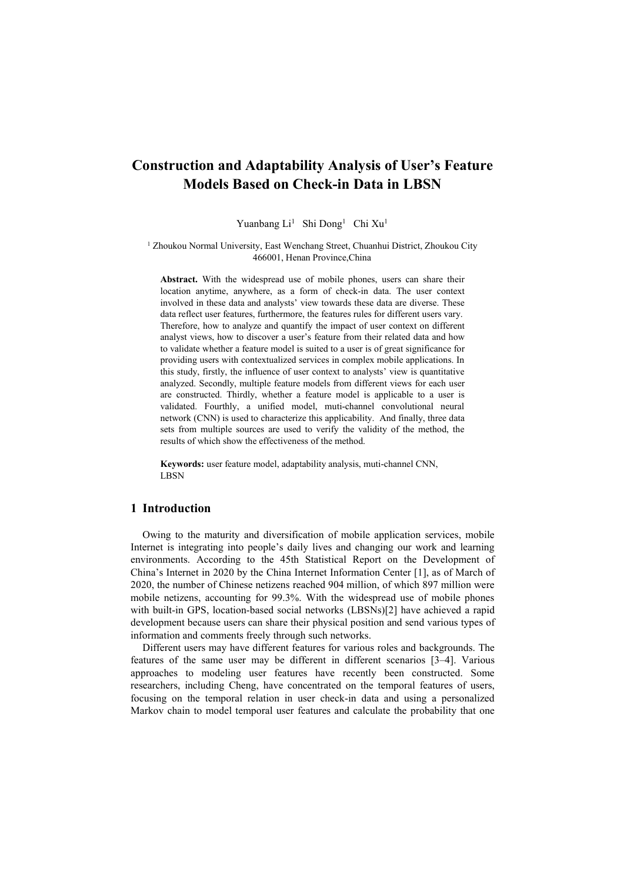# Construction and Adaptability Analysis of User's Feature Models Based on Check-in Data in LBSN

Yuanbang Li[1] Shi Dong[1] Chi Xu[1]

[1] Zhoukou Normal University, East Wenchang Street, Chuanhui District, Zhoukou City 466001, Henan Province,China

**Abstract.** With the widespread use of mobile phones, users can share their location anytime, anywhere, as a form of check-in data. The user context involved in these data and analysts' view towards these data are diverse. These data reflect user features, furthermore, the features rules for different users vary. Therefore, how to analyze and quantify the impact of user context on different analyst views, how to discover a user's feature from their related data and how to validate whether a feature model is suited to a user is of great significance for providing users with contextualized services in complex mobile applications. In this study, firstly, the influence of user context to analysts' view is quantitative analyzed. Secondly, multiple feature models from different views for each user are constructed. Thirdly, whether a feature model is applicable to a user is validated. Fourthly, a unified model, muti-channel convolutional neural network (CNN) is used to characterize this applicability. And finally, three data sets from multiple sources are used to verify the validity of the method, the results of which show the effectiveness of the method.

**Keywords:** user feature model, adaptability analysis, muti-channel CNN, LBSN

## 1 Introduction

Owing to the maturity and diversification of mobile application services, mobile Internet is integrating into people's daily lives and changing our work and learning environments. According to the 45th Statistical Report on the Development of China's Internet in 2020 by the China Internet Information Center [1], as of March of 2020, the number of Chinese netizens reached 904 million, of which 897 million were mobile netizens, accounting for 99.3%. With the widespread use of mobile phones with built-in GPS, location-based social networks (LBSNs)[2] have achieved a rapid development because users can share their physical position and send various types of information and comments freely through such networks.

Different users may have different features for various roles and backgrounds. The features of the same user may be different in different scenarios [3–4]. Various approaches to modeling user features have recently been constructed. Some researchers, including Cheng, have concentrated on the temporal features of users, focusing on the temporal relation in user check-in data and using a personalized Markov chain to model temporal user features and calculate the probability that one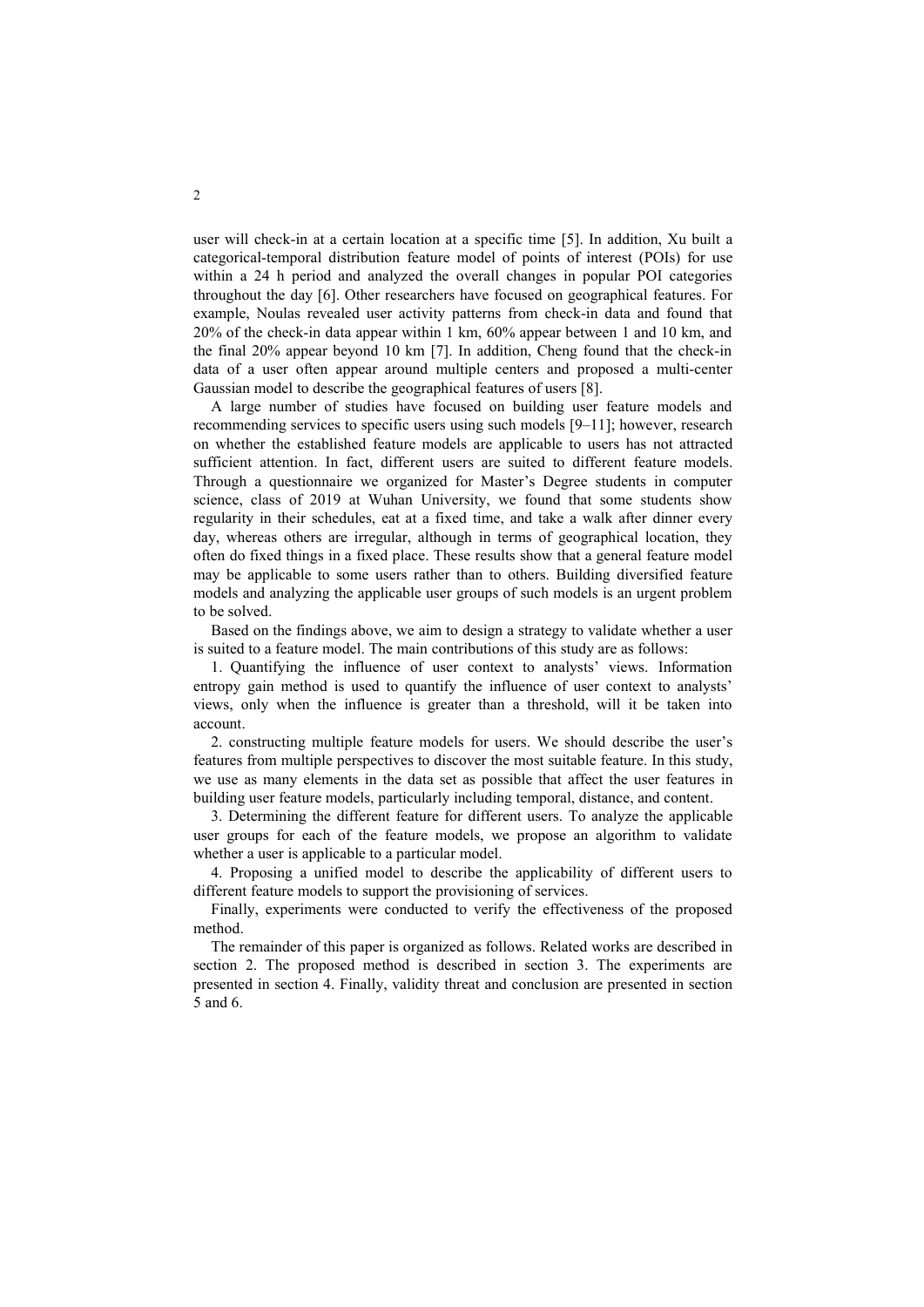user will check-in at a certain location at a specific time [5]. In addition, Xu built a categorical-temporal distribution feature model of points of interest (POIs) for use within a 24 h period and analyzed the overall changes in popular POI categories throughout the day [6]. Other researchers have focused on geographical features. For example, Noulas revealed user activity patterns from check-in data and found that 20% of the check-in data appear within 1 km, 60% appear between 1 and 10 km, and the final 20% appear beyond 10 km [7]. In addition, Cheng found that the check-in data of a user often appear around multiple centers and proposed a multi-center Gaussian model to describe the geographical features of users [8].

A large number of studies have focused on building user feature models and recommending services to specific users using such models [9–11]; however, research on whether the established feature models are applicable to users has not attracted sufficient attention. In fact, different users are suited to different feature models. Through a questionnaire we organized for Master's Degree students in computer science, class of 2019 at Wuhan University, we found that some students show regularity in their schedules, eat at a fixed time, and take a walk after dinner every day, whereas others are irregular, although in terms of geographical location, they often do fixed things in a fixed place. These results show that a general feature model may be applicable to some users rather than to others. Building diversified feature models and analyzing the applicable user groups of such models is an urgent problem to be solved.

Based on the findings above, we aim to design a strategy to validate whether a user is suited to a feature model. The main contributions of this study are as follows:

1. Quantifying the influence of user context to analysts' views. Information entropy gain method is used to quantify the influence of user context to analysts' views, only when the influence is greater than a threshold, will it be taken into account.

2. constructing multiple feature models for users. We should describe the user's features from multiple perspectives to discover the most suitable feature. In this study, we use as many elements in the data set as possible that affect the user features in building user feature models, particularly including temporal, distance, and content.

3. Determining the different feature for different users. To analyze the applicable user groups for each of the feature models, we propose an algorithm to validate whether a user is applicable to a particular model.

4. Proposing a unified model to describe the applicability of different users to different feature models to support the provisioning of services.

Finally, experiments were conducted to verify the effectiveness of the proposed method.

The remainder of this paper is organized as follows. Related works are described in section 2. The proposed method is described in section 3. The experiments are presented in section 4. Finally, validity threat and conclusion are presented in section 5 and 6.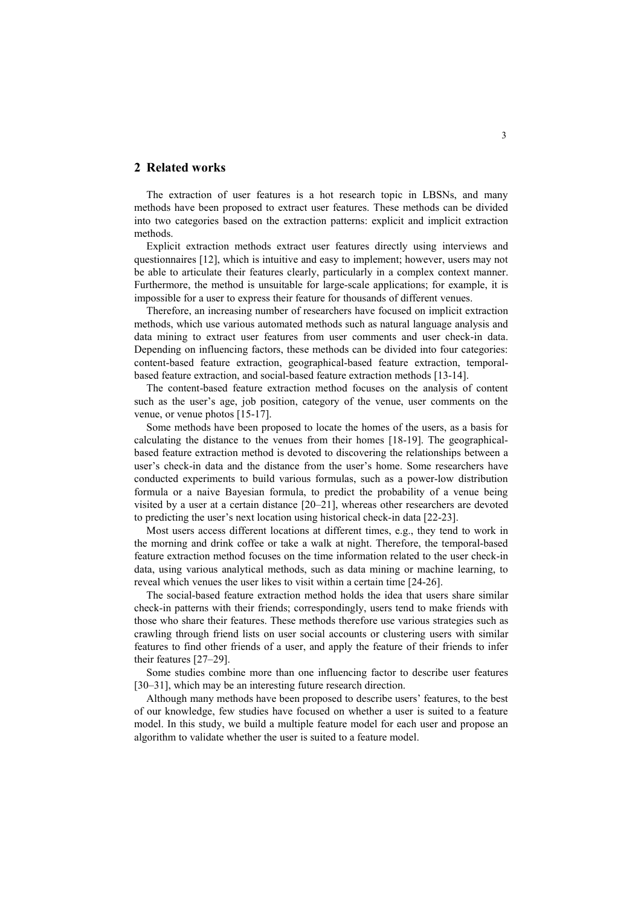## 2 Related works

The extraction of user features is a hot research topic in LBSNs, and many methods have been proposed to extract user features. These methods can be divided into two categories based on the extraction patterns: explicit and implicit extraction methods.

Explicit extraction methods extract user features directly using interviews and questionnaires [12], which is intuitive and easy to implement; however, users may not be able to articulate their features clearly, particularly in a complex context manner. Furthermore, the method is unsuitable for large-scale applications; for example, it is impossible for a user to express their feature for thousands of different venues.

Therefore, an increasing number of researchers have focused on implicit extraction methods, which use various automated methods such as natural language analysis and data mining to extract user features from user comments and user check-in data. Depending on influencing factors, these methods can be divided into four categories: content-based feature extraction, geographical-based feature extraction, temporal-based feature extraction, and social-based feature extraction methods [13-14].

The content-based feature extraction method focuses on the analysis of content such as the user's age, job position, category of the venue, user comments on the venue, or venue photos [15-17].

Some methods have been proposed to locate the homes of the users, as a basis for calculating the distance to the venues from their homes [18-19]. The geographical-based feature extraction method is devoted to discovering the relationships between a user's check-in data and the distance from the user's home. Some researchers have conducted experiments to build various formulas, such as a power-low distribution formula or a naive Bayesian formula, to predict the probability of a venue being visited by a user at a certain distance [20–21], whereas other researchers are devoted to predicting the user's next location using historical check-in data [22-23].

Most users access different locations at different times, e.g., they tend to work in the morning and drink coffee or take a walk at night. Therefore, the temporal-based feature extraction method focuses on the time information related to the user check-in data, using various analytical methods, such as data mining or machine learning, to reveal which venues the user likes to visit within a certain time [24-26].

The social-based feature extraction method holds the idea that users share similar check-in patterns with their friends; correspondingly, users tend to make friends with those who share their features. These methods therefore use various strategies such as crawling through friend lists on user social accounts or clustering users with similar features to find other friends of a user, and apply the feature of their friends to infer their features [27–29].

Some studies combine more than one influencing factor to describe user features [30–31], which may be an interesting future research direction.

Although many methods have been proposed to describe users' features, to the best of our knowledge, few studies have focused on whether a user is suited to a feature model. In this study, we build a multiple feature model for each user and propose an algorithm to validate whether the user is suited to a feature model.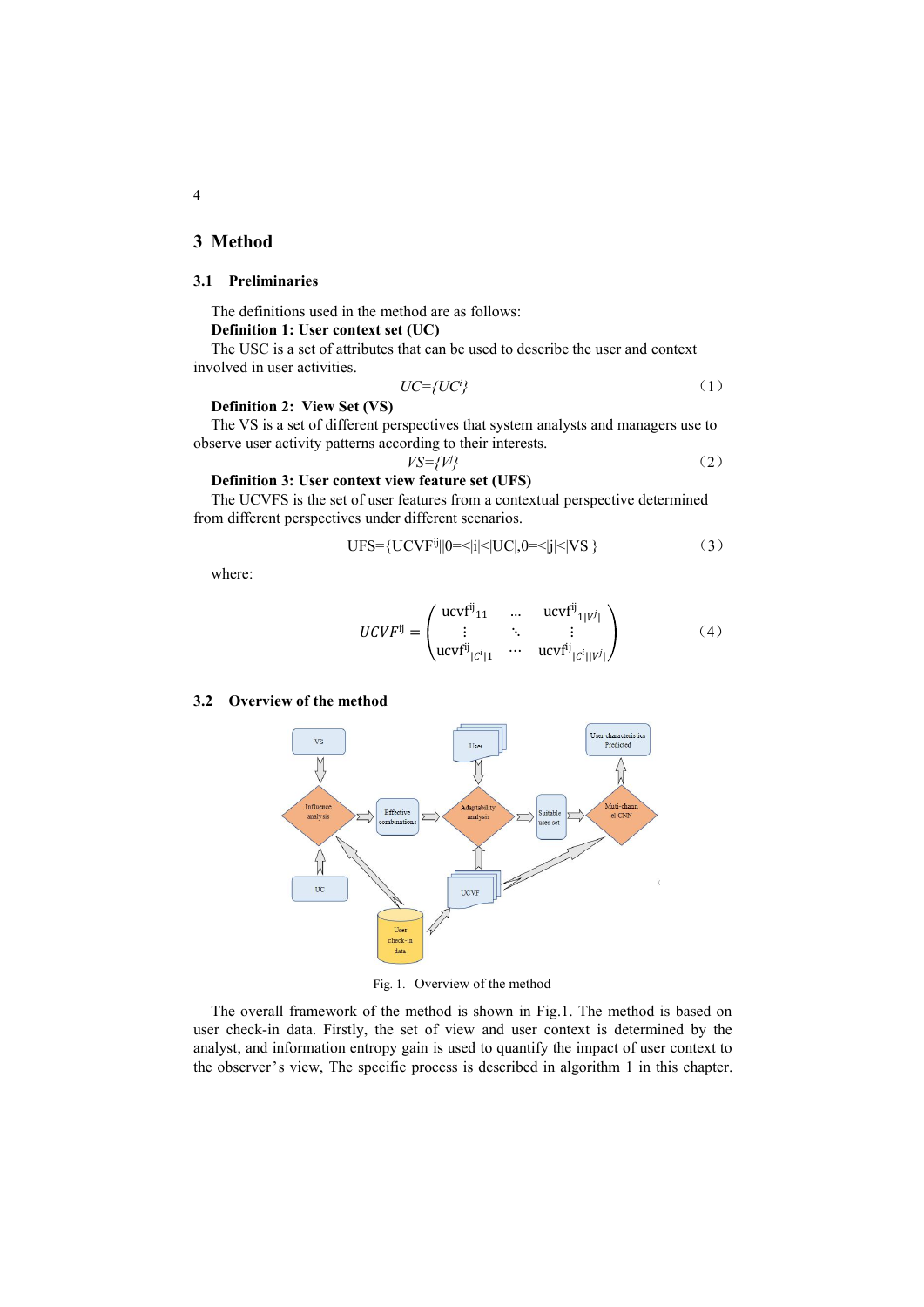## 3 Method

### 3.1 Preliminaries

The definitions used in the method are as follows:

**Definition 1: User context set (UC)**

The USC is a set of attributes that can be used to describe the user and context involved in user activities.

$$UC=\{UC^i\} \tag{1}$$

**Definition 2: View Set (VS)**

The VS is a set of different perspectives that system analysts and managers use to observe user activity patterns according to their interests.

$$VS=\{V^j\} \tag{2}$$

**Definition 3: User context view feature set (UFS)**

The UCVFS is the set of user features from a contextual perspective determined from different perspectives under different scenarios.

$$UFS=\{UCVF^{ij} \| 0=<|i|<|UC|, 0=<|j|<|VS|\} \tag{3}$$

where:

$$UCVF^{ij} = \begin{pmatrix} ucvf^{ij}{}_{11} & \dots & ucvf^{ij}{}_{1|V^j|} \\ \vdots & \ddots & \vdots \\ ucvf^{ij}{}_{|C^i|1} & \cdots & ucvf^{ij}{}_{|C^i||V^j|} \end{pmatrix} \tag{4}$$

### 3.2 Overview of the method

Fig. 1. Overview of the method

The overall framework of the method is shown in Fig.1. The method is based on user check-in data. Firstly, the set of view and user context is determined by the analyst, and information entropy gain is used to quantify the impact of user context to the observer's view, The specific process is described in algorithm 1 in this chapter.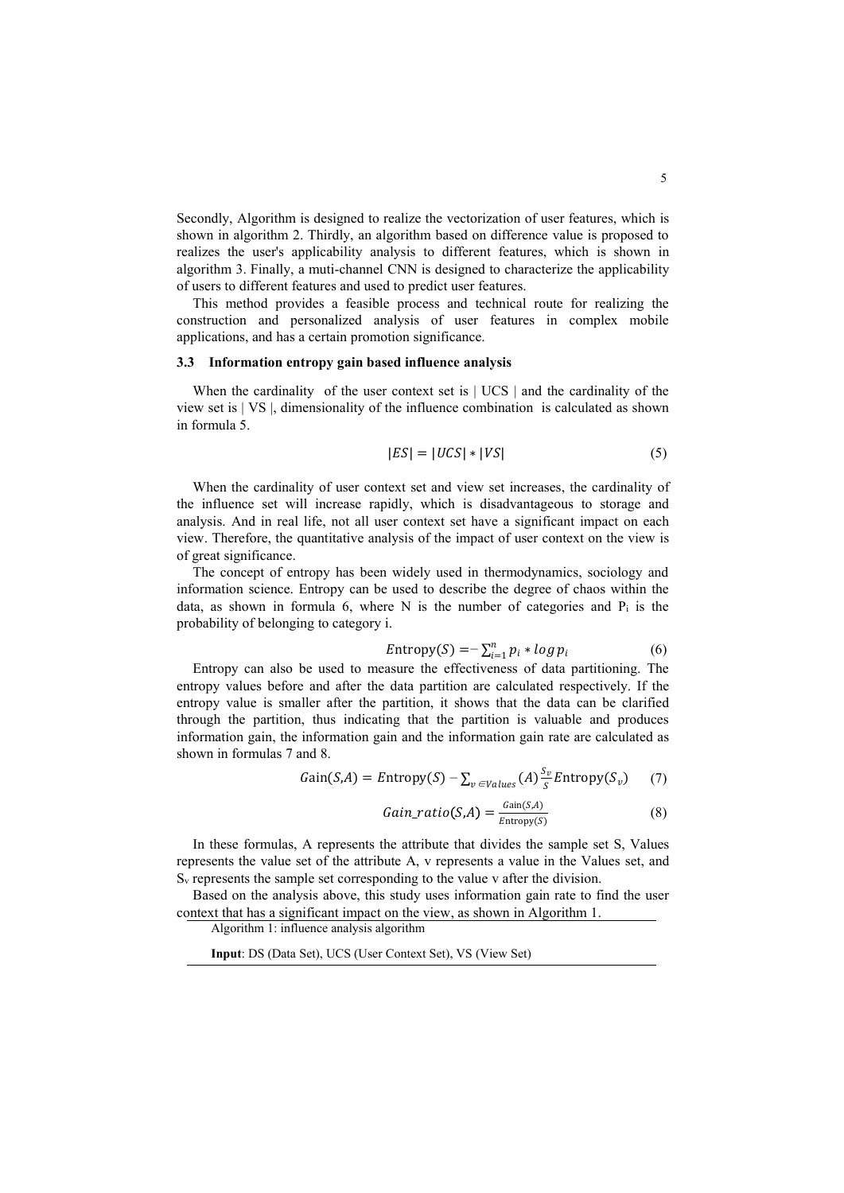Secondly, Algorithm is designed to realize the vectorization of user features, which is shown in algorithm 2. Thirdly, an algorithm based on difference value is proposed to realizes the user's applicability analysis to different features, which is shown in algorithm 3. Finally, a muti-channel CNN is designed to characterize the applicability of users to different features and used to predict user features.

This method provides a feasible process and technical route for realizing the construction and personalized analysis of user features in complex mobile applications, and has a certain promotion significance.

### 3.3 Information entropy gain based influence analysis

When the cardinality of the user context set is | UCS | and the cardinality of the view set is | VS |, dimensionality of the influence combination is calculated as shown in formula 5.

$$|ES| = |UCS| * |VS| \tag{5}$$

When the cardinality of user context set and view set increases, the cardinality of the influence set will increase rapidly, which is disadvantageous to storage and analysis. And in real life, not all user context set have a significant impact on each view. Therefore, the quantitative analysis of the impact of user context on the view is of great significance.

The concept of entropy has been widely used in thermodynamics, sociology and information science. Entropy can be used to describe the degree of chaos within the data, as shown in formula 6, where N is the number of categories and $P_i$ is the probability of belonging to category i.

$$\text{Entropy}(S) = -\sum_{i=1}^{n} p_i * \log p_i \tag{6}$$

Entropy can also be used to measure the effectiveness of data partitioning. The entropy values before and after the data partition are calculated respectively. If the entropy value is smaller after the partition, it shows that the data can be clarified through the partition, thus indicating that the partition is valuable and produces information gain, the information gain and the information gain rate are calculated as shown in formulas 7 and 8.

$$\text{Gain}(S,A) = \text{Entropy}(S) - \sum_{v \in Values}(A) \frac{S_v}{S} \text{Entropy}(S_v) \tag{7}$$

$$Gain\_ratio(S,A) = \frac{\text{Gain}(S,A)}{\text{Entropy}(S)} \tag{8}$$

In these formulas, A represents the attribute that divides the sample set S, Values represents the value set of the attribute A, v represents a value in the Values set, and $S_v$ represents the sample set corresponding to the value v after the division.

Based on the analysis above, this study uses information gain rate to find the user context that has a significant impact on the view, as shown in Algorithm 1.

Algorithm 1: influence analysis algorithm

**Input**: DS (Data Set), UCS (User Context Set), VS (View Set)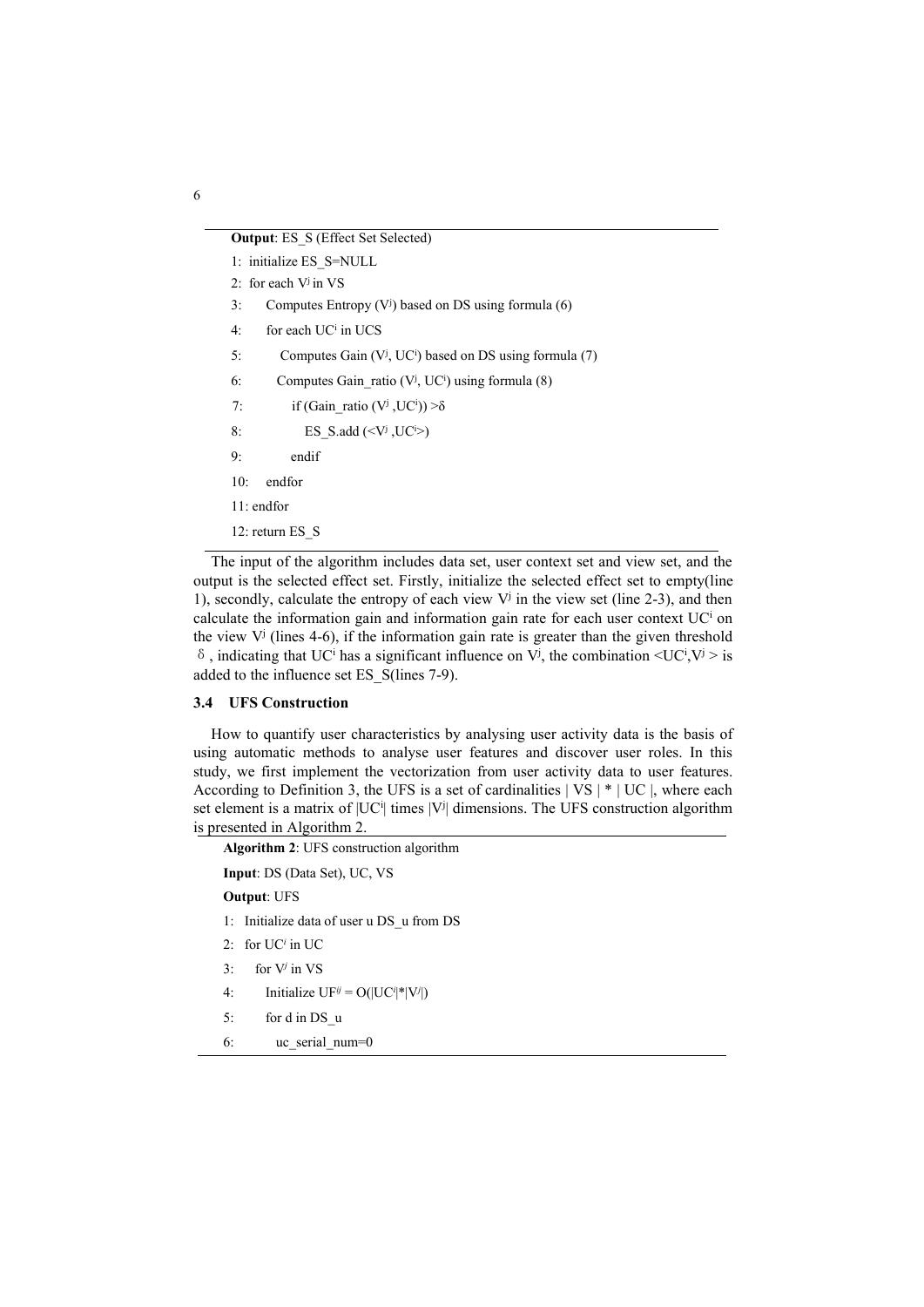**Output**: ES_S (Effect Set Selected)

```
1:  initialize ES_S=NULL
2:  for each V^j in VS
3:      Computes Entropy (V^j) based on DS using formula (6)
4:      for each UC^i in UCS
5:          Computes Gain (V^j, UC^i) based on DS using formula (7)
6:          Computes Gain_ratio (V^j, UC^i) using formula (8)
7:          if (Gain_ratio (V^j ,UC^i)) >δ
8:              ES_S.add (<V^j ,UC^i>)
9:          endif
10:     endfor
11: endfor
12: return ES_S
```

The input of the algorithm includes data set, user context set and view set, and the output is the selected effect set. Firstly, initialize the selected effect set to empty(line 1), secondly, calculate the entropy of each view $V^j$ in the view set (line 2-3), and then calculate the information gain and information gain rate for each user context $UC^i$ on the view $V^j$ (lines 4-6), if the information gain rate is greater than the given threshold $\delta$, indicating that $UC^i$ has a significant influence on $V^j$, the combination $<UC^i, V^j>$ is added to the influence set ES_S(lines 7-9).

### 3.4 UFS Construction

How to quantify user characteristics by analysing user activity data is the basis of using automatic methods to analyse user features and discover user roles. In this study, we first implement the vectorization from user activity data to user features. According to Definition 3, the UFS is a set of cardinalities $|VS| * |UC|$, where each set element is a matrix of $|UC^i|$ times $|V^j|$ dimensions. The UFS construction algorithm is presented in Algorithm 2.

**Algorithm 2**: UFS construction algorithm

**Input**: DS (Data Set), UC, VS

**Output**: UFS

```
1:  Initialize data of user u DS_u from DS
2:  for UC^i in UC
3:    for V^j in VS
4:      Initialize UF^ij = O(|UC^i|*|V^j|)
5:      for d in DS_u
6:        uc_serial_num=0
```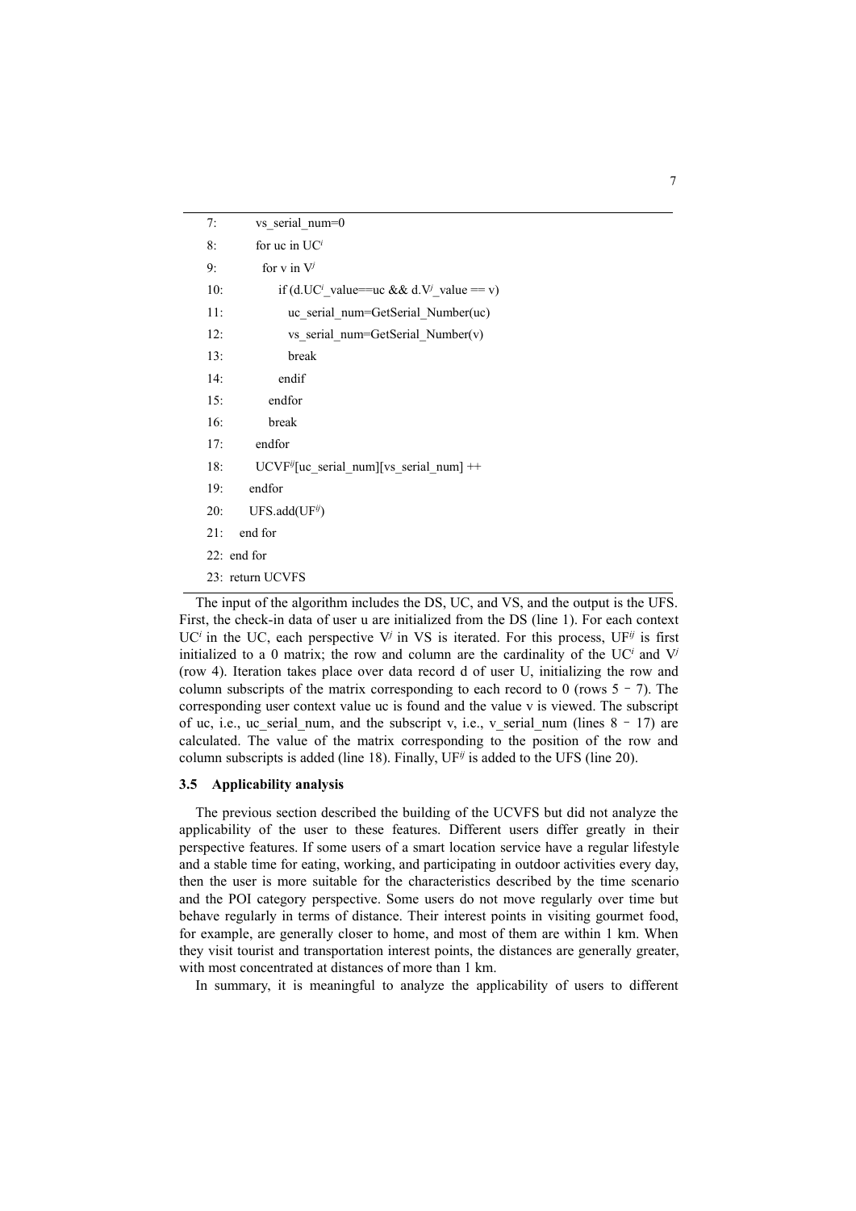```
7:        vs_serial_num=0
8:        for uc in UC^i
9:          for v in V^j
10:           if (d.UC^i_value==uc && d.V^j_value == v)
11:             uc_serial_num=GetSerial_Number(uc)
12:             vs_serial_num=GetSerial_Number(v)
13:             break
14:           endif
15:         endfor
16:         break
17:       endfor
18:       UCVF^ij[uc_serial_num][vs_serial_num] ++
19:     endfor
20:     UFS.add(UF^ij)
21:   end for
22: end for
23: return UCVFS
```

The input of the algorithm includes the DS, UC, and VS, and the output is the UFS. First, the check-in data of user u are initialized from the DS (line 1). For each context $UC^i$ in the UC, each perspective $V^j$ in VS is iterated. For this process, $UF^{ij}$ is first initialized to a 0 matrix; the row and column are the cardinality of the $UC^i$ and $V^j$ (row 4). Iteration takes place over data record d of user U, initializing the row and column subscripts of the matrix corresponding to each record to 0 (rows 5 – 7). The corresponding user context value uc is found and the value v is viewed. The subscript of uc, i.e., uc_serial_num, and the subscript v, i.e., v_serial_num (lines 8 – 17) are calculated. The value of the matrix corresponding to the position of the row and column subscripts is added (line 18). Finally, $UF^{ij}$ is added to the UFS (line 20).

### 3.5 Applicability analysis

The previous section described the building of the UCVFS but did not analyze the applicability of the user to these features. Different users differ greatly in their perspective features. If some users of a smart location service have a regular lifestyle and a stable time for eating, working, and participating in outdoor activities every day, then the user is more suitable for the characteristics described by the time scenario and the POI category perspective. Some users do not move regularly over time but behave regularly in terms of distance. Their interest points in visiting gourmet food, for example, are generally closer to home, and most of them are within 1 km. When they visit tourist and transportation interest points, the distances are generally greater, with most concentrated at distances of more than 1 km.

In summary, it is meaningful to analyze the applicability of users to different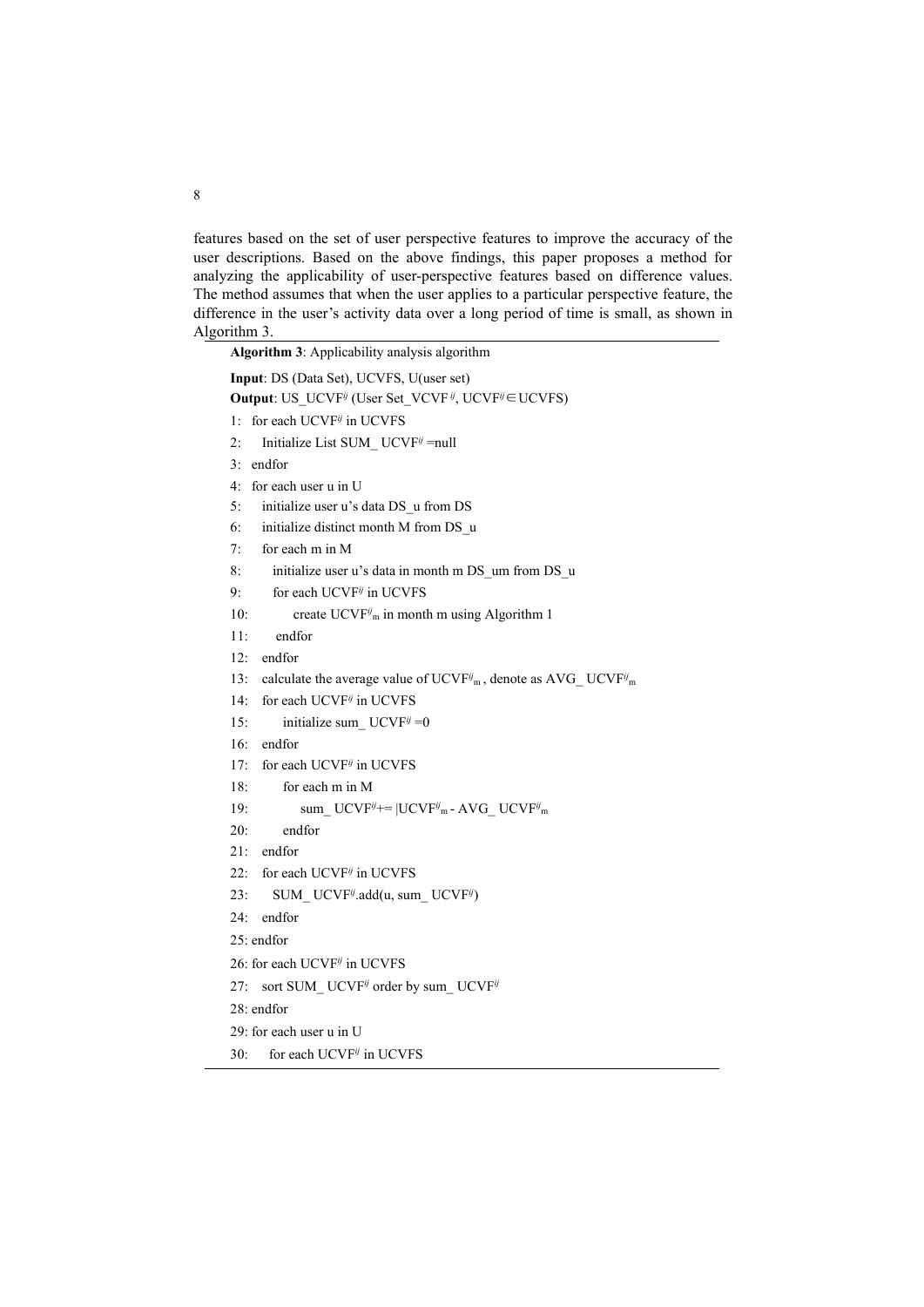features based on the set of user perspective features to improve the accuracy of the user descriptions. Based on the above findings, this paper proposes a method for analyzing the applicability of user-perspective features based on difference values. The method assumes that when the user applies to a particular perspective feature, the difference in the user's activity data over a long period of time is small, as shown in Algorithm 3.

**Algorithm 3**: Applicability analysis algorithm

**Input**: DS (Data Set), UCVFS, U(user set)

**Output**: US_UCVF$^{ij}$ (User Set_VCVF$^{ij}$, UCVF$^{ij}$∈UCVFS)

```
1:  for each UCVF^ij in UCVFS
2:     Initialize List SUM_ UCVF^ij =null
3:  endfor
4:  for each user u in U
5:     initialize user u's data DS_u from DS
6:     initialize distinct month M from DS_u
7:     for each m in M
8:        initialize user u's data in month m DS_um from DS_u
9:        for each UCVF^ij in UCVFS
10:          create UCVF^ij_m in month m using Algorithm 1
11:       endfor
12:    endfor
13:    calculate the average value of UCVF^ij_m , denote as AVG_ UCVF^ij_m
14:    for each UCVF^ij in UCVFS
15:       initialize sum_ UCVF^ij =0
16:    endfor
17:    for each UCVF^ij in UCVFS
18:       for each m in M
19:          sum_ UCVF^ij+= |UCVF^ij_m - AVG_ UCVF^ij_m
20:       endfor
21:    endfor
22:    for each UCVF^ij in UCVFS
23:       SUM_ UCVF^ij.add(u, sum_ UCVF^ij)
24:    endfor
25: endfor
26: for each UCVF^ij in UCVFS
27:    sort SUM_ UCVF^ij order by sum_ UCVF^ij
28: endfor
29: for each user u in U
30:    for each UCVF^ij in UCVFS
```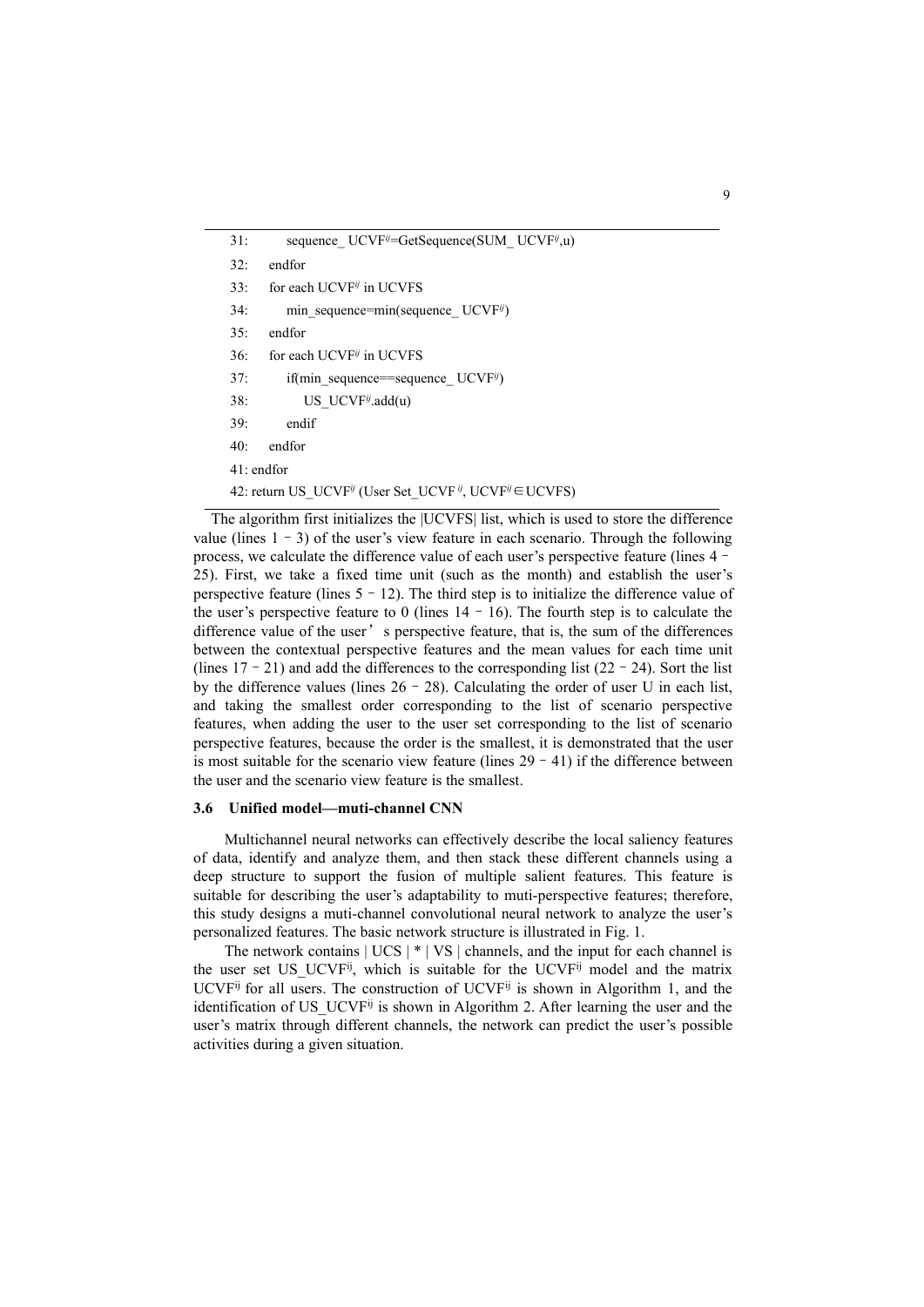```
31:      sequence_ UCVF^ij=GetSequence(SUM_ UCVF^ij,u)
32:   endfor
33:   for each UCVF^ij in UCVFS
34:      min_sequence=min(sequence_ UCVF^ij)
35:   endfor
36:   for each UCVF^ij in UCVFS
37:      if(min_sequence==sequence_ UCVF^ij)
38:         US_UCVF^ij.add(u)
39:      endif
40:   endfor
41: endfor
42: return US_UCVF^ij (User Set_UCVF^ij, UCVF^ij∈UCVFS)
```

The algorithm first initializes the |UCVFS| list, which is used to store the difference value (lines 1 – 3) of the user's view feature in each scenario. Through the following process, we calculate the difference value of each user's perspective feature (lines 4 – 25). First, we take a fixed time unit (such as the month) and establish the user's perspective feature (lines 5 – 12). The third step is to initialize the difference value of the user's perspective feature to 0 (lines 14 – 16). The fourth step is to calculate the difference value of the user' s perspective feature, that is, the sum of the differences between the contextual perspective features and the mean values for each time unit (lines 17 – 21) and add the differences to the corresponding list (22 – 24). Sort the list by the difference values (lines 26 – 28). Calculating the order of user U in each list, and taking the smallest order corresponding to the list of scenario perspective features, when adding the user to the user set corresponding to the list of scenario perspective features, because the order is the smallest, it is demonstrated that the user is most suitable for the scenario view feature (lines 29 – 41) if the difference between the user and the scenario view feature is the smallest.

### 3.6 Unified model—muti-channel CNN

Multichannel neural networks can effectively describe the local saliency features of data, identify and analyze them, and then stack these different channels using a deep structure to support the fusion of multiple salient features. This feature is suitable for describing the user's adaptability to muti-perspective features; therefore, this study designs a muti-channel convolutional neural network to analyze the user's personalized features. The basic network structure is illustrated in Fig. 1.

The network contains | UCS | * | VS | channels, and the input for each channel is the user set $US\_UCVF^{ij}$, which is suitable for the $UCVF^{ij}$ model and the matrix $UCVF^{ij}$ for all users. The construction of $UCVF^{ij}$ is shown in Algorithm 1, and the identification of $US\_UCVF^{ij}$ is shown in Algorithm 2. After learning the user and the user's matrix through different channels, the network can predict the user's possible activities during a given situation.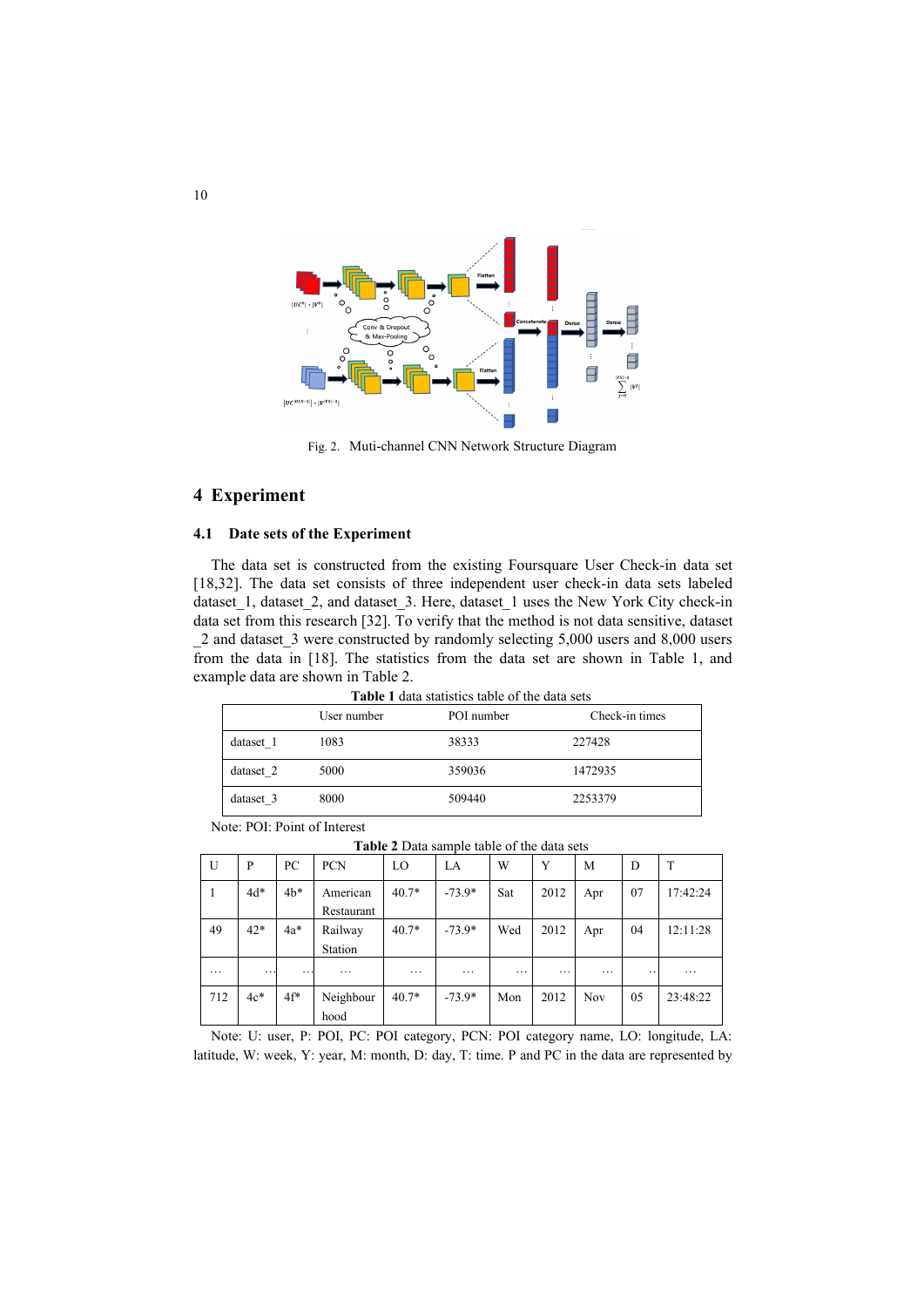Fig. 2. Muti-channel CNN Network Structure Diagram

# 4 Experiment

## 4.1 Date sets of the Experiment

The data set is constructed from the existing Foursquare User Check-in data set [18,32]. The data set consists of three independent user check-in data sets labeled dataset_1, dataset_2, and dataset_3. Here, dataset_1 uses the New York City check-in data set from this research [32]. To verify that the method is not data sensitive, dataset _2 and dataset_3 were constructed by randomly selecting 5,000 users and 8,000 users from the data in [18]. The statistics from the data set are shown in Table 1, and example data are shown in Table 2.

**Table 1** data statistics table of the data sets

| | User number | POI number | Check-in times |
|---|---|---|---|
| dataset_1 | 1083 | 38333 | 227428 |
| dataset_2 | 5000 | 359036 | 1472935 |
| dataset_3 | 8000 | 509440 | 2253379 |

Note: POI: Point of Interest

**Table 2** Data sample table of the data sets

| U | P | PC | PCN | LO | LA | W | Y | M | D | T |
|---|---|---|---|---|---|---|---|---|---|---|
| 1 | 4d* | 4b* | American Restaurant | 40.7* | -73.9* | Sat | 2012 | Apr | 07 | 17:42:24 |
| 49 | 42* | 4a* | Railway Station | 40.7* | -73.9* | Wed | 2012 | Apr | 04 | 12:11:28 |
| … | … | … | … | … | … | … | … | … | … | … |
| 712 | 4c* | 4f* | Neighbour hood | 40.7* | -73.9* | Mon | 2012 | Nov | 05 | 23:48:22 |

Note: U: user, P: POI, PC: POI category, PCN: POI category name, LO: longitude, LA: latitude, W: week, Y: year, M: month, D: day, T: time. P and PC in the data are represented by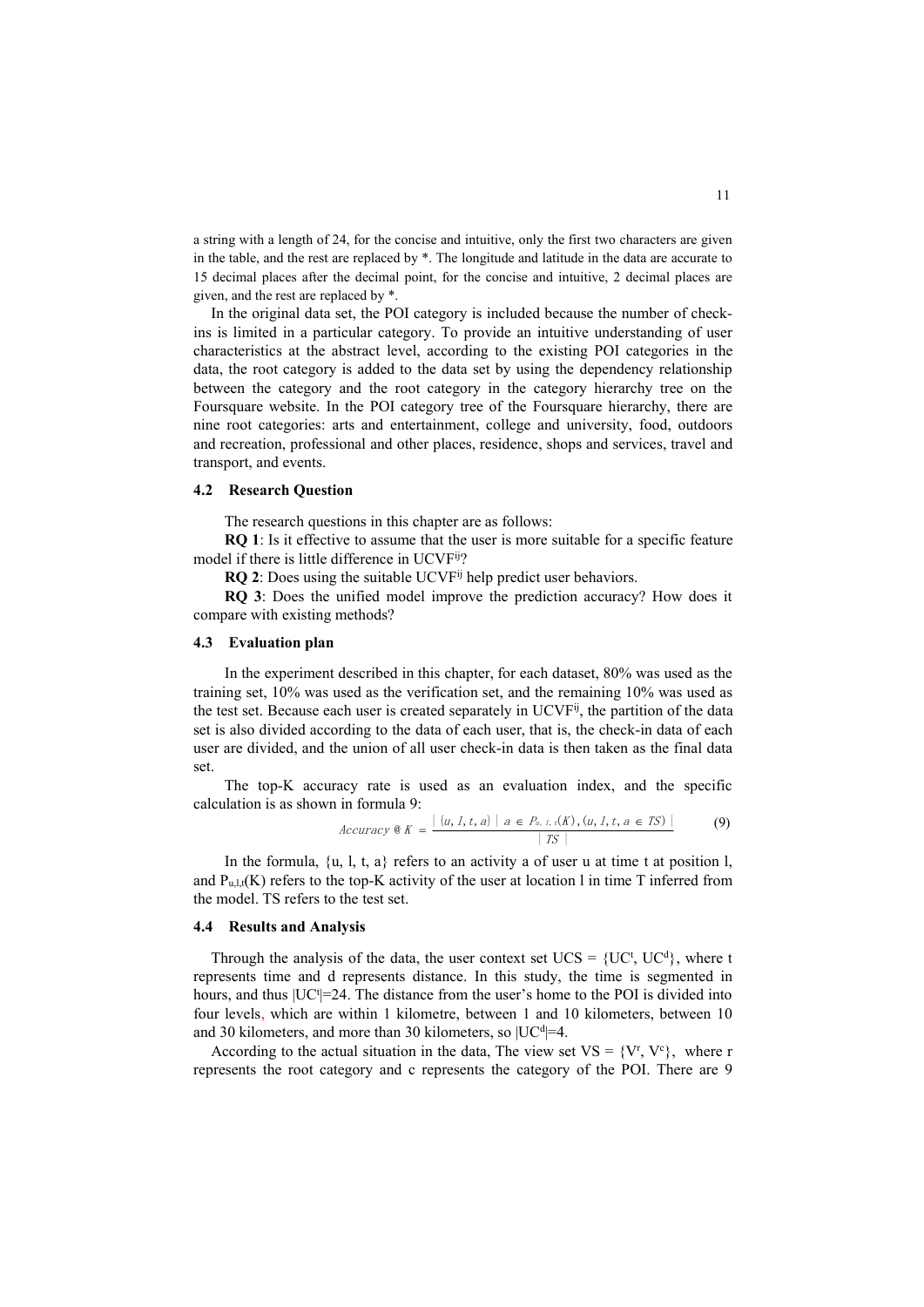a string with a length of 24, for the concise and intuitive, only the first two characters are given in the table, and the rest are replaced by *. The longitude and latitude in the data are accurate to 15 decimal places after the decimal point, for the concise and intuitive, 2 decimal places are given, and the rest are replaced by *.

In the original data set, the POI category is included because the number of check-ins is limited in a particular category. To provide an intuitive understanding of user characteristics at the abstract level, according to the existing POI categories in the data, the root category is added to the data set by using the dependency relationship between the category and the root category in the category hierarchy tree on the Foursquare website. In the POI category tree of the Foursquare hierarchy, there are nine root categories: arts and entertainment, college and university, food, outdoors and recreation, professional and other places, residence, shops and services, travel and transport, and events.

### 4.2 Research Question

The research questions in this chapter are as follows:

**RQ 1**: Is it effective to assume that the user is more suitable for a specific feature model if there is little difference in $UCVF^{ij}$?

**RQ 2**: Does using the suitable $UCVF^{ij}$ help predict user behaviors.

**RQ 3**: Does the unified model improve the prediction accuracy? How does it compare with existing methods?

### 4.3 Evaluation plan

In the experiment described in this chapter, for each dataset, 80% was used as the training set, 10% was used as the verification set, and the remaining 10% was used as the test set. Because each user is created separately in $UCVF^{ij}$, the partition of the data set is also divided according to the data of each user, that is, the check-in data of each user are divided, and the union of all user check-in data is then taken as the final data set.

The top-K accuracy rate is used as an evaluation index, and the specific calculation is as shown in formula 9:

$$Accuracy@K = \frac{|\{u, l, t, a\} \mid a \in P_{u,l,t}(K), (u, l, t, a \in TS)|}{|TS|} \tag{9}$$

In the formula, {u, l, t, a} refers to an activity a of user u at time t at position l, and $P_{u,l,t}(K)$ refers to the top-K activity of the user at location l in time T inferred from the model. TS refers to the test set.

### 4.4 Results and Analysis

Through the analysis of the data, the user context set UCS = $\{UC^t, UC^d\}$, where t represents time and d represents distance. In this study, the time is segmented in hours, and thus $|UC^t|=24$. The distance from the user's home to the POI is divided into four levels, which are within 1 kilometre, between 1 and 10 kilometers, between 10 and 30 kilometers, and more than 30 kilometers, so $|UC^d|=4$.

According to the actual situation in the data, The view set VS = $\{V^r, V^c\}$, where r represents the root category and c represents the category of the POI. There are 9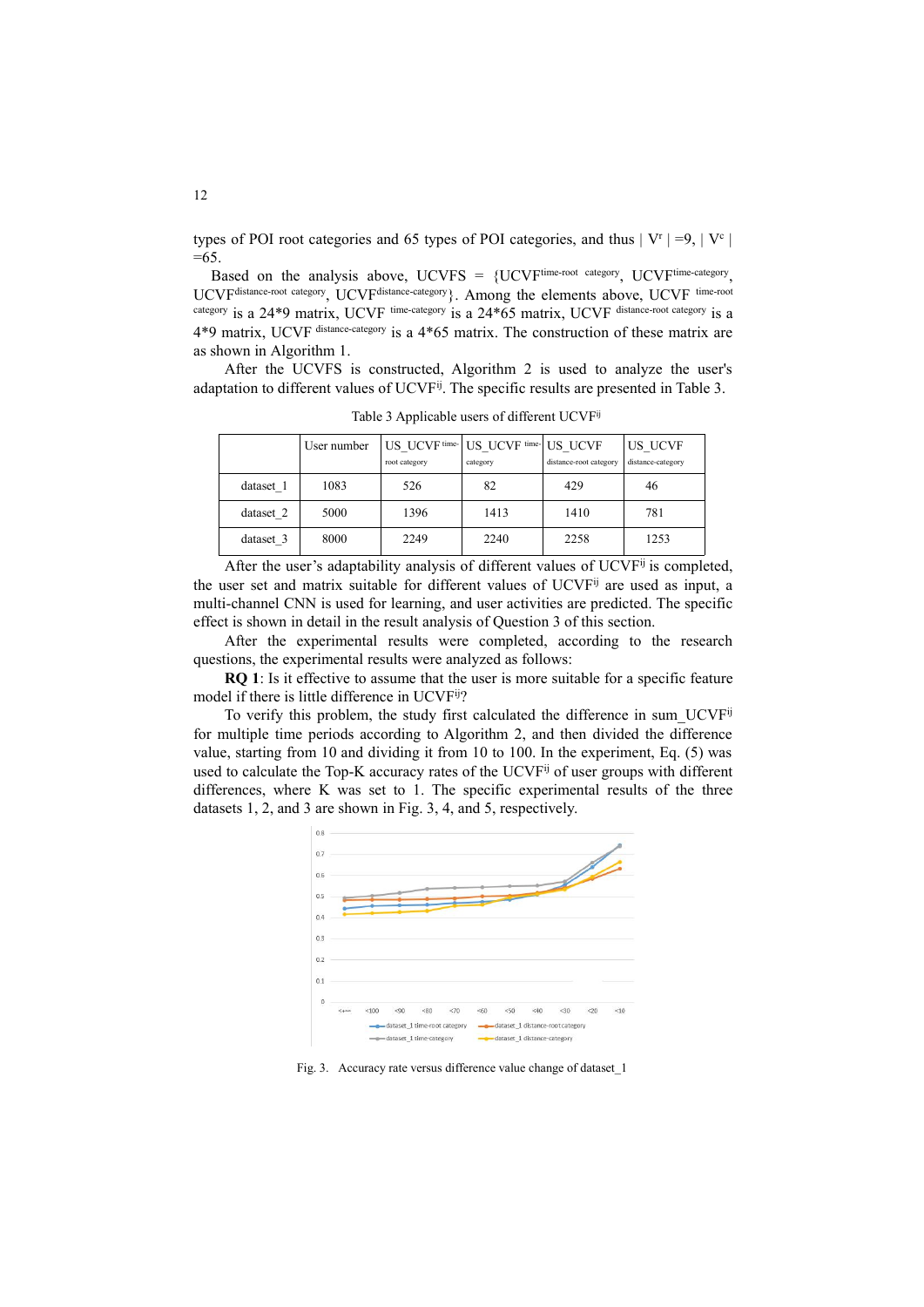types of POI root categories and 65 types of POI categories, and thus $|V^r|=9$, $|V^c|=65$.

Based on the analysis above, UCVFS = {$UCVF^{time\text{-}root\ category}$, $UCVF^{time\text{-}category}$, $UCVF^{distance\text{-}root\ category}$, $UCVF^{distance\text{-}category}$}. Among the elements above, $UCVF^{time\text{-}root\ category}$ is a 24*9 matrix, $UCVF^{time\text{-}category}$ is a 24*65 matrix, $UCVF^{distance\text{-}root\ category}$ is a 4*9 matrix, $UCVF^{distance\text{-}category}$ is a 4*65 matrix. The construction of these matrix are as shown in Algorithm 1.

After the UCVFS is constructed, Algorithm 2 is used to analyze the user's adaptation to different values of $UCVF^{ij}$. The specific results are presented in Table 3.

Table 3 Applicable users of different $UCVF^{ij}$

| | User number | US_UCVF time-root category | US_UCVF time-category | US_UCVF distance-root category | US_UCVF distance-category |
|---|---|---|---|---|---|
| dataset_1 | 1083 | 526 | 82 | 429 | 46 |
| dataset_2 | 5000 | 1396 | 1413 | 1410 | 781 |
| dataset_3 | 8000 | 2249 | 2240 | 2258 | 1253 |

After the user's adaptability analysis of different values of $UCVF^{ij}$ is completed, the user set and matrix suitable for different values of $UCVF^{ij}$ are used as input, a multi-channel CNN is used for learning, and user activities are predicted. The specific effect is shown in detail in the result analysis of Question 3 of this section.

After the experimental results were completed, according to the research questions, the experimental results were analyzed as follows:

**RQ 1**: Is it effective to assume that the user is more suitable for a specific feature model if there is little difference in $UCVF^{ij}$?

To verify this problem, the study first calculated the difference in sum_$UCVF^{ij}$ for multiple time periods according to Algorithm 2, and then divided the difference value, starting from 10 and dividing it from 10 to 100. In the experiment, Eq. (5) was used to calculate the Top-K accuracy rates of the $UCVF^{ij}$ of user groups with different differences, where K was set to 1. The specific experimental results of the three datasets 1, 2, and 3 are shown in Fig. 3, 4, and 5, respectively.

Fig. 3. Accuracy rate versus difference value change of dataset_1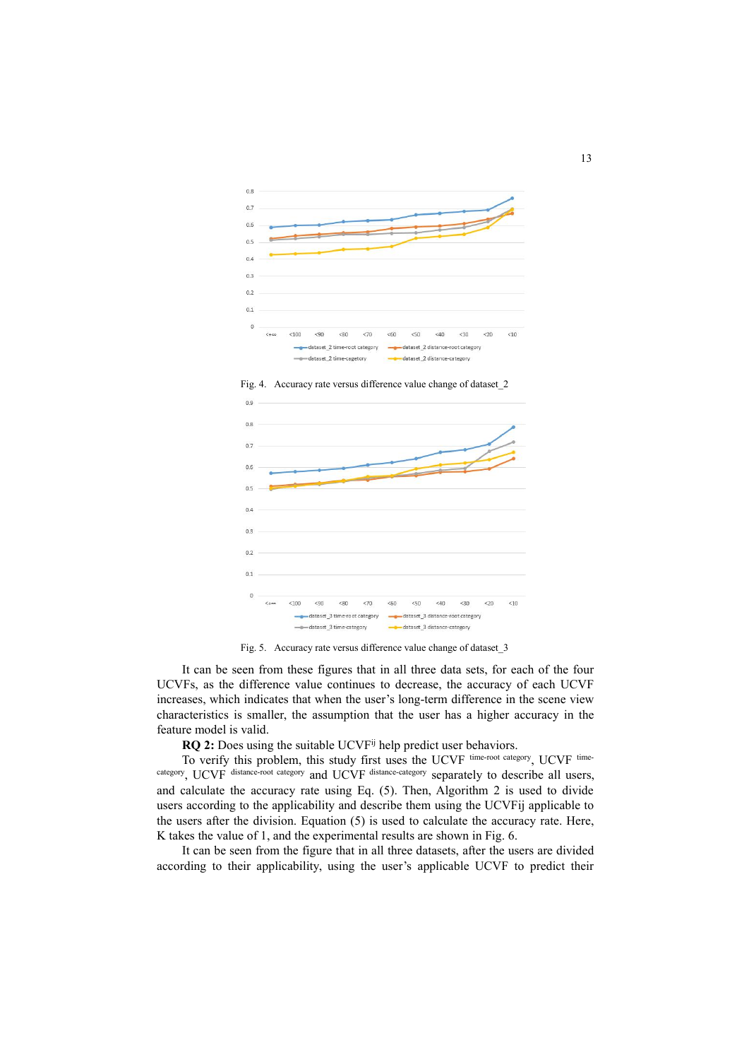Fig. 4. Accuracy rate versus difference value change of dataset_2

Fig. 5. Accuracy rate versus difference value change of dataset_3

It can be seen from these figures that in all three data sets, for each of the four UCVFs, as the difference value continues to decrease, the accuracy of each UCVF increases, which indicates that when the user's long-term difference in the scene view characteristics is smaller, the assumption that the user has a higher accuracy in the feature model is valid.

**RQ 2:** Does using the suitable $UCVF^{ij}$ help predict user behaviors.

To verify this problem, this study first uses the $UCVF^{\text{time-root category}}$, $UCVF^{\text{time-category}}$, $UCVF^{\text{distance-root category}}$ and $UCVF^{\text{distance-category}}$ separately to describe all users, and calculate the accuracy rate using Eq. (5). Then, Algorithm 2 is used to divide users according to the applicability and describe them using the UCVFij applicable to the users after the division. Equation (5) is used to calculate the accuracy rate. Here, K takes the value of 1, and the experimental results are shown in Fig. 6.

It can be seen from the figure that in all three datasets, after the users are divided according to their applicability, using the user's applicable UCVF to predict their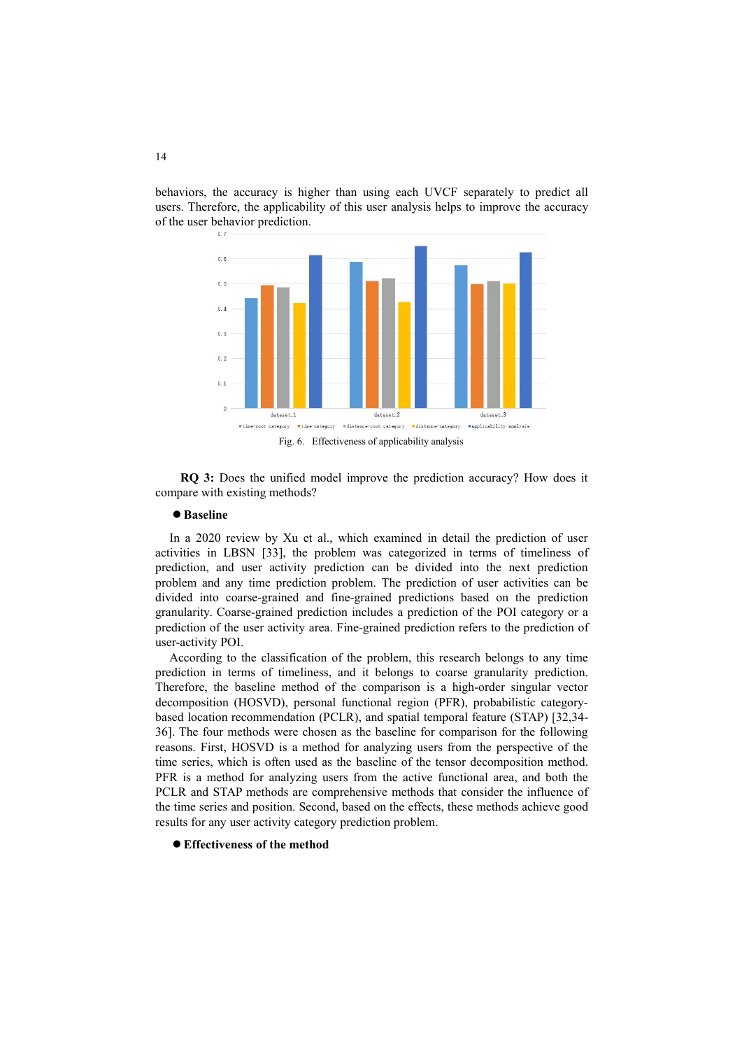behaviors, the accuracy is higher than using each UVCF separately to predict all users. Therefore, the applicability of this user analysis helps to improve the accuracy of the user behavior prediction.

Fig. 6. Effectiveness of applicability analysis

**RQ 3:** Does the unified model improve the prediction accuracy? How does it compare with existing methods?

- **Baseline**

In a 2020 review by Xu et al., which examined in detail the prediction of user activities in LBSN [33], the problem was categorized in terms of timeliness of prediction, and user activity prediction can be divided into the next prediction problem and any time prediction problem. The prediction of user activities can be divided into coarse-grained and fine-grained predictions based on the prediction granularity. Coarse-grained prediction includes a prediction of the POI category or a prediction of the user activity area. Fine-grained prediction refers to the prediction of user-activity POI.

According to the classification of the problem, this research belongs to any time prediction in terms of timeliness, and it belongs to coarse granularity prediction. Therefore, the baseline method of the comparison is a high-order singular vector decomposition (HOSVD), personal functional region (PFR), probabilistic category-based location recommendation (PCLR), and spatial temporal feature (STAP) [32,34-36]. The four methods were chosen as the baseline for comparison for the following reasons. First, HOSVD is a method for analyzing users from the perspective of the time series, which is often used as the baseline of the tensor decomposition method. PFR is a method for analyzing users from the active functional area, and both the PCLR and STAP methods are comprehensive methods that consider the influence of the time series and position. Second, based on the effects, these methods achieve good results for any user activity category prediction problem.

- **Effectiveness of the method**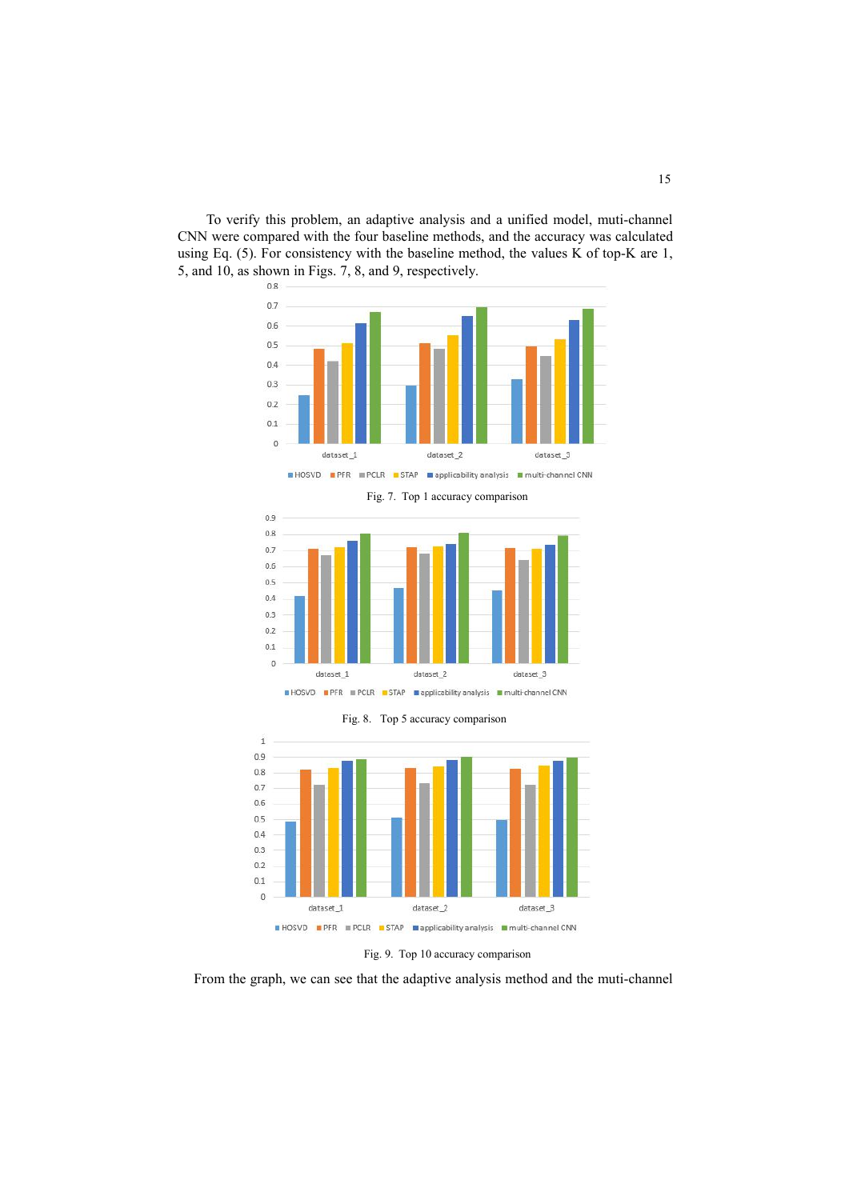To verify this problem, an adaptive analysis and a unified model, muti-channel CNN were compared with the four baseline methods, and the accuracy was calculated using Eq. (5). For consistency with the baseline method, the values K of top-K are 1, 5, and 10, as shown in Figs. 7, 8, and 9, respectively.

Fig. 7. Top 1 accuracy comparison

Fig. 8. Top 5 accuracy comparison

Fig. 9. Top 10 accuracy comparison

From the graph, we can see that the adaptive analysis method and the muti-channel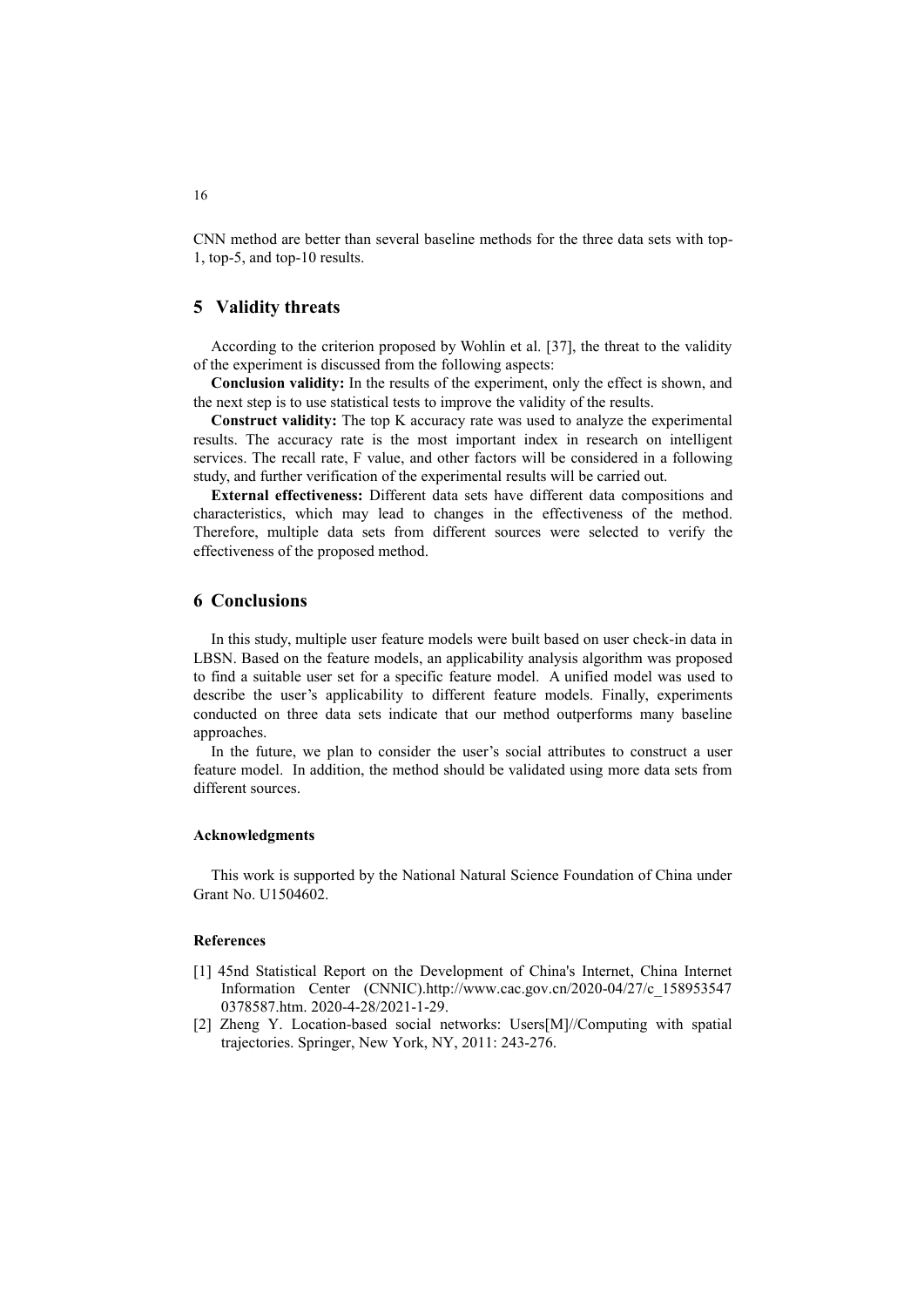CNN method are better than several baseline methods for the three data sets with top-1, top-5, and top-10 results.

## 5 Validity threats

According to the criterion proposed by Wohlin et al. [37], the threat to the validity of the experiment is discussed from the following aspects:

**Conclusion validity:** In the results of the experiment, only the effect is shown, and the next step is to use statistical tests to improve the validity of the results.

**Construct validity:** The top K accuracy rate was used to analyze the experimental results. The accuracy rate is the most important index in research on intelligent services. The recall rate, F value, and other factors will be considered in a following study, and further verification of the experimental results will be carried out.

**External effectiveness:** Different data sets have different data compositions and characteristics, which may lead to changes in the effectiveness of the method. Therefore, multiple data sets from different sources were selected to verify the effectiveness of the proposed method.

## 6 Conclusions

In this study, multiple user feature models were built based on user check-in data in LBSN. Based on the feature models, an applicability analysis algorithm was proposed to find a suitable user set for a specific feature model. A unified model was used to describe the user's applicability to different feature models. Finally, experiments conducted on three data sets indicate that our method outperforms many baseline approaches.

In the future, we plan to consider the user's social attributes to construct a user feature model. In addition, the method should be validated using more data sets from different sources.

#### Acknowledgments

This work is supported by the National Natural Science Foundation of China under Grant No. U1504602.

#### References

[1] 45nd Statistical Report on the Development of China's Internet, China Internet Information Center (CNNIC).http://www.cac.gov.cn/2020-04/27/c_1589535470378587.htm. 2020-4-28/2021-1-29.

[2] Zheng Y. Location-based social networks: Users[M]//Computing with spatial trajectories. Springer, New York, NY, 2011: 243-276.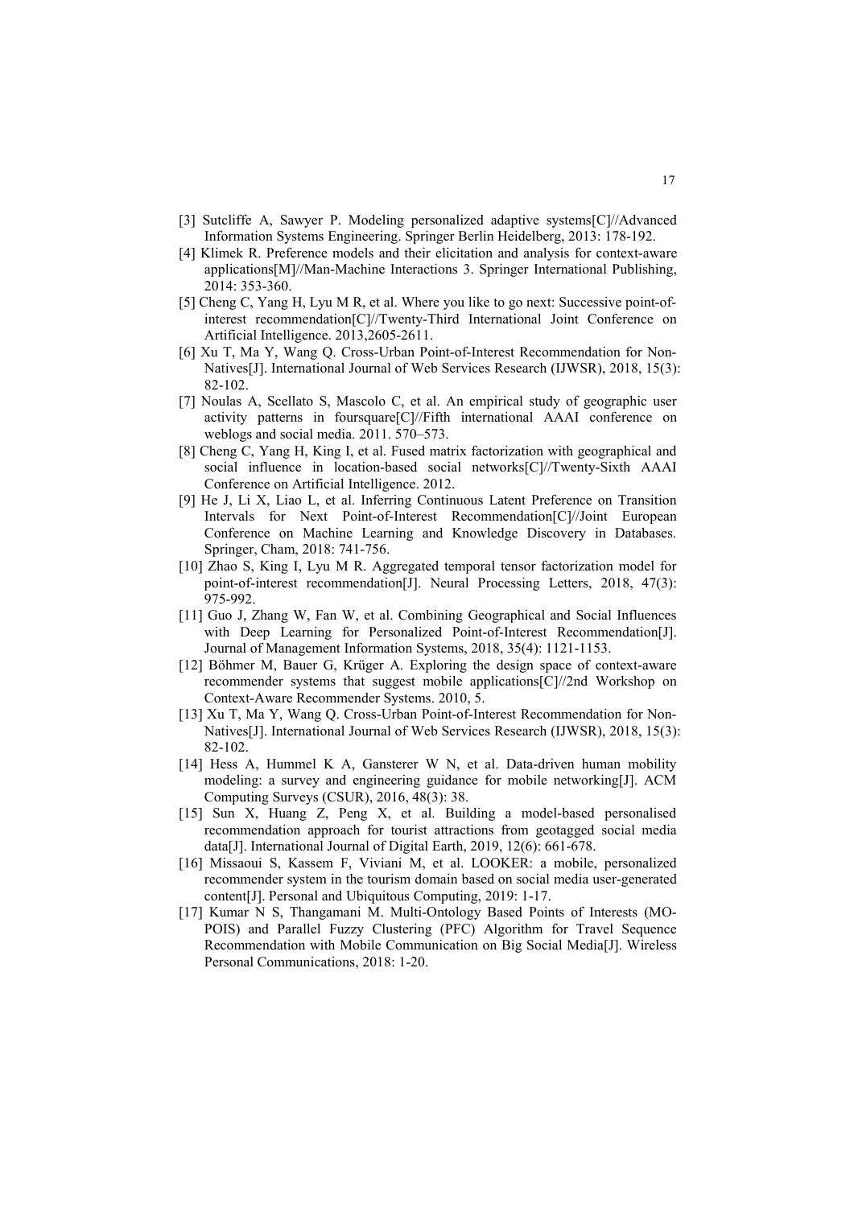[3] Sutcliffe A, Sawyer P. Modeling personalized adaptive systems[C]//Advanced Information Systems Engineering. Springer Berlin Heidelberg, 2013: 178-192.

[4] Klimek R. Preference models and their elicitation and analysis for context-aware applications[M]//Man-Machine Interactions 3. Springer International Publishing, 2014: 353-360.

[5] Cheng C, Yang H, Lyu M R, et al. Where you like to go next: Successive point-of-interest recommendation[C]//Twenty-Third International Joint Conference on Artificial Intelligence. 2013,2605-2611.

[6] Xu T, Ma Y, Wang Q. Cross-Urban Point-of-Interest Recommendation for Non-Natives[J]. International Journal of Web Services Research (IJWSR), 2018, 15(3): 82-102.

[7] Noulas A, Scellato S, Mascolo C, et al. An empirical study of geographic user activity patterns in foursquare[C]//Fifth international AAAI conference on weblogs and social media. 2011. 570–573.

[8] Cheng C, Yang H, King I, et al. Fused matrix factorization with geographical and social influence in location-based social networks[C]//Twenty-Sixth AAAI Conference on Artificial Intelligence. 2012.

[9] He J, Li X, Liao L, et al. Inferring Continuous Latent Preference on Transition Intervals for Next Point-of-Interest Recommendation[C]//Joint European Conference on Machine Learning and Knowledge Discovery in Databases. Springer, Cham, 2018: 741-756.

[10] Zhao S, King I, Lyu M R. Aggregated temporal tensor factorization model for point-of-interest recommendation[J]. Neural Processing Letters, 2018, 47(3): 975-992.

[11] Guo J, Zhang W, Fan W, et al. Combining Geographical and Social Influences with Deep Learning for Personalized Point-of-Interest Recommendation[J]. Journal of Management Information Systems, 2018, 35(4): 1121-1153.

[12] Böhmer M, Bauer G, Krüger A. Exploring the design space of context-aware recommender systems that suggest mobile applications[C]//2nd Workshop on Context-Aware Recommender Systems. 2010, 5.

[13] Xu T, Ma Y, Wang Q. Cross-Urban Point-of-Interest Recommendation for Non-Natives[J]. International Journal of Web Services Research (IJWSR), 2018, 15(3): 82-102.

[14] Hess A, Hummel K A, Gansterer W N, et al. Data-driven human mobility modeling: a survey and engineering guidance for mobile networking[J]. ACM Computing Surveys (CSUR), 2016, 48(3): 38.

[15] Sun X, Huang Z, Peng X, et al. Building a model-based personalised recommendation approach for tourist attractions from geotagged social media data[J]. International Journal of Digital Earth, 2019, 12(6): 661-678.

[16] Missaoui S, Kassem F, Viviani M, et al. LOOKER: a mobile, personalized recommender system in the tourism domain based on social media user-generated content[J]. Personal and Ubiquitous Computing, 2019: 1-17.

[17] Kumar N S, Thangamani M. Multi-Ontology Based Points of Interests (MO-POIS) and Parallel Fuzzy Clustering (PFC) Algorithm for Travel Sequence Recommendation with Mobile Communication on Big Social Media[J]. Wireless Personal Communications, 2018: 1-20.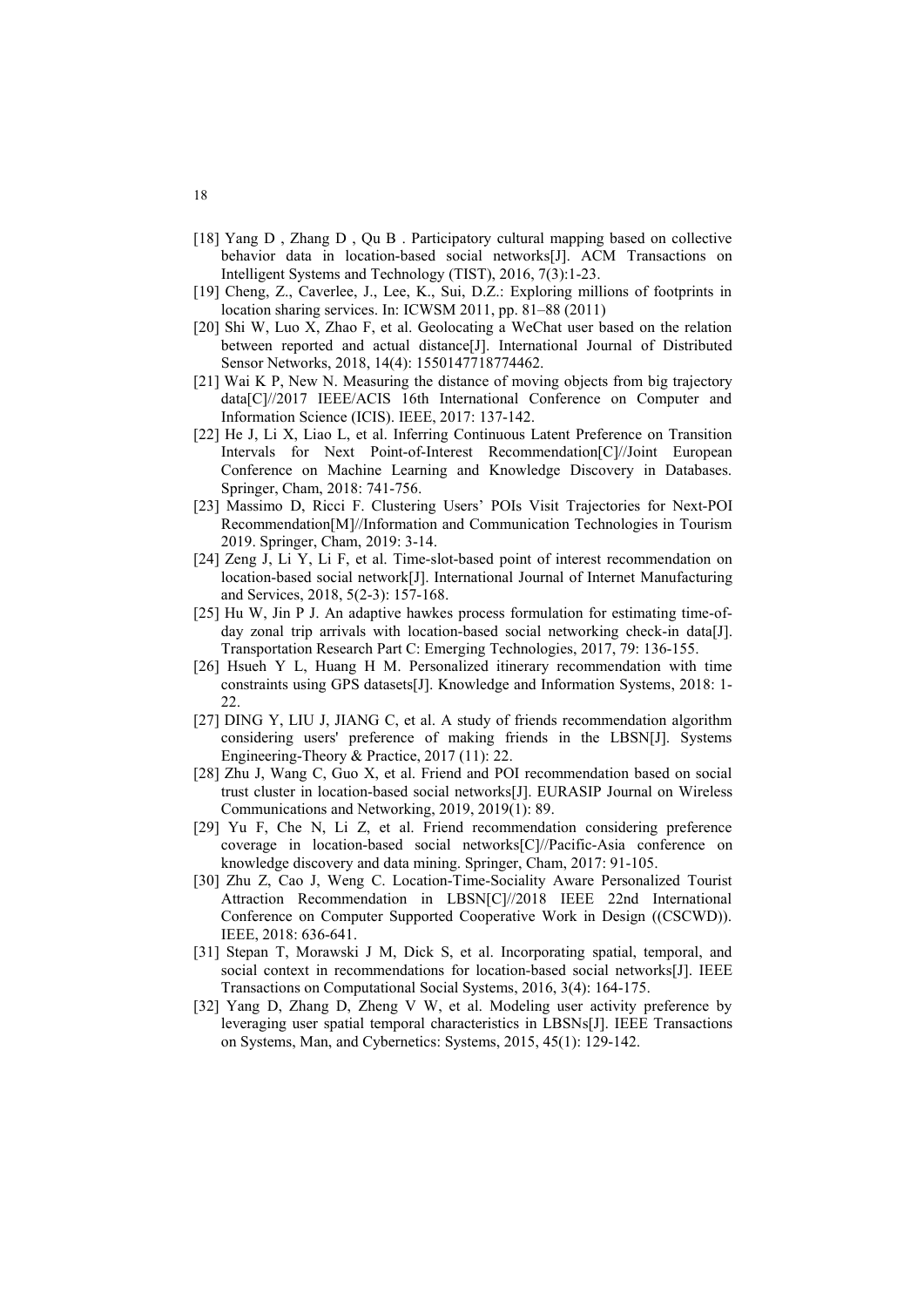[18] Yang D , Zhang D , Qu B . Participatory cultural mapping based on collective behavior data in location-based social networks[J]. ACM Transactions on Intelligent Systems and Technology (TIST), 2016, 7(3):1-23.

[19] Cheng, Z., Caverlee, J., Lee, K., Sui, D.Z.: Exploring millions of footprints in location sharing services. In: ICWSM 2011, pp. 81–88 (2011)

[20] Shi W, Luo X, Zhao F, et al. Geolocating a WeChat user based on the relation between reported and actual distance[J]. International Journal of Distributed Sensor Networks, 2018, 14(4): 1550147718774462.

[21] Wai K P, New N. Measuring the distance of moving objects from big trajectory data[C]//2017 IEEE/ACIS 16th International Conference on Computer and Information Science (ICIS). IEEE, 2017: 137-142.

[22] He J, Li X, Liao L, et al. Inferring Continuous Latent Preference on Transition Intervals for Next Point-of-Interest Recommendation[C]//Joint European Conference on Machine Learning and Knowledge Discovery in Databases. Springer, Cham, 2018: 741-756.

[23] Massimo D, Ricci F. Clustering Users' POIs Visit Trajectories for Next-POI Recommendation[M]//Information and Communication Technologies in Tourism 2019. Springer, Cham, 2019: 3-14.

[24] Zeng J, Li Y, Li F, et al. Time-slot-based point of interest recommendation on location-based social network[J]. International Journal of Internet Manufacturing and Services, 2018, 5(2-3): 157-168.

[25] Hu W, Jin P J. An adaptive hawkes process formulation for estimating time-of-day zonal trip arrivals with location-based social networking check-in data[J]. Transportation Research Part C: Emerging Technologies, 2017, 79: 136-155.

[26] Hsueh Y L, Huang H M. Personalized itinerary recommendation with time constraints using GPS datasets[J]. Knowledge and Information Systems, 2018: 1-22.

[27] DING Y, LIU J, JIANG C, et al. A study of friends recommendation algorithm considering users' preference of making friends in the LBSN[J]. Systems Engineering-Theory & Practice, 2017 (11): 22.

[28] Zhu J, Wang C, Guo X, et al. Friend and POI recommendation based on social trust cluster in location-based social networks[J]. EURASIP Journal on Wireless Communications and Networking, 2019, 2019(1): 89.

[29] Yu F, Che N, Li Z, et al. Friend recommendation considering preference coverage in location-based social networks[C]//Pacific-Asia conference on knowledge discovery and data mining. Springer, Cham, 2017: 91-105.

[30] Zhu Z, Cao J, Weng C. Location-Time-Sociality Aware Personalized Tourist Attraction Recommendation in LBSN[C]//2018 IEEE 22nd International Conference on Computer Supported Cooperative Work in Design ((CSCWD)). IEEE, 2018: 636-641.

[31] Stepan T, Morawski J M, Dick S, et al. Incorporating spatial, temporal, and social context in recommendations for location-based social networks[J]. IEEE Transactions on Computational Social Systems, 2016, 3(4): 164-175.

[32] Yang D, Zhang D, Zheng V W, et al. Modeling user activity preference by leveraging user spatial temporal characteristics in LBSNs[J]. IEEE Transactions on Systems, Man, and Cybernetics: Systems, 2015, 45(1): 129-142.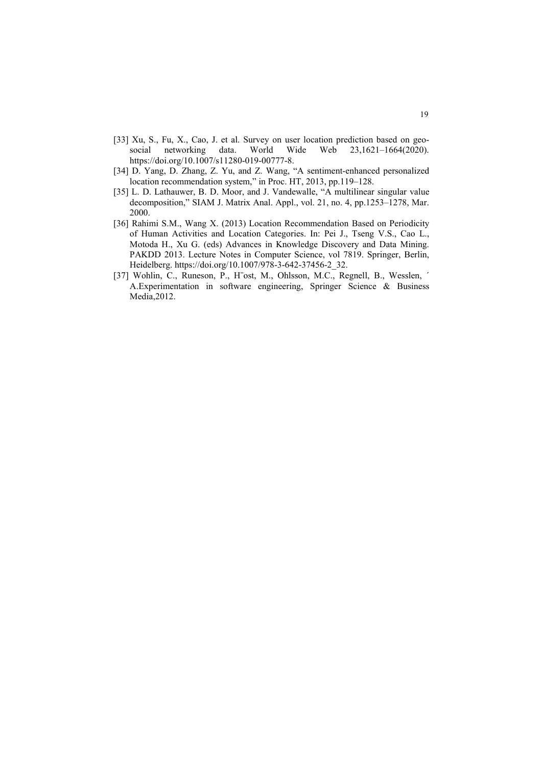[33] Xu, S., Fu, X., Cao, J. et al. Survey on user location prediction based on geo-social networking data. World Wide Web 23,1621–1664(2020). https://doi.org/10.1007/s11280-019-00777-8.

[34] D. Yang, D. Zhang, Z. Yu, and Z. Wang, "A sentiment-enhanced personalized location recommendation system," in Proc. HT, 2013, pp.119–128.

[35] L. D. Lathauwer, B. D. Moor, and J. Vandewalle, "A multilinear singular value decomposition," SIAM J. Matrix Anal. Appl., vol. 21, no. 4, pp.1253–1278, Mar. 2000.

[36] Rahimi S.M., Wang X. (2013) Location Recommendation Based on Periodicity of Human Activities and Location Categories. In: Pei J., Tseng V.S., Cao L., Motoda H., Xu G. (eds) Advances in Knowledge Discovery and Data Mining. PAKDD 2013. Lecture Notes in Computer Science, vol 7819. Springer, Berlin, Heidelberg. https://doi.org/10.1007/978-3-642-37456-2_32.

[37] Wohlin, C., Runeson, P., H¨ost, M., Ohlsson, M.C., Regnell, B., Wesslen, ´ A.Experimentation in software engineering, Springer Science & Business Media,2012.